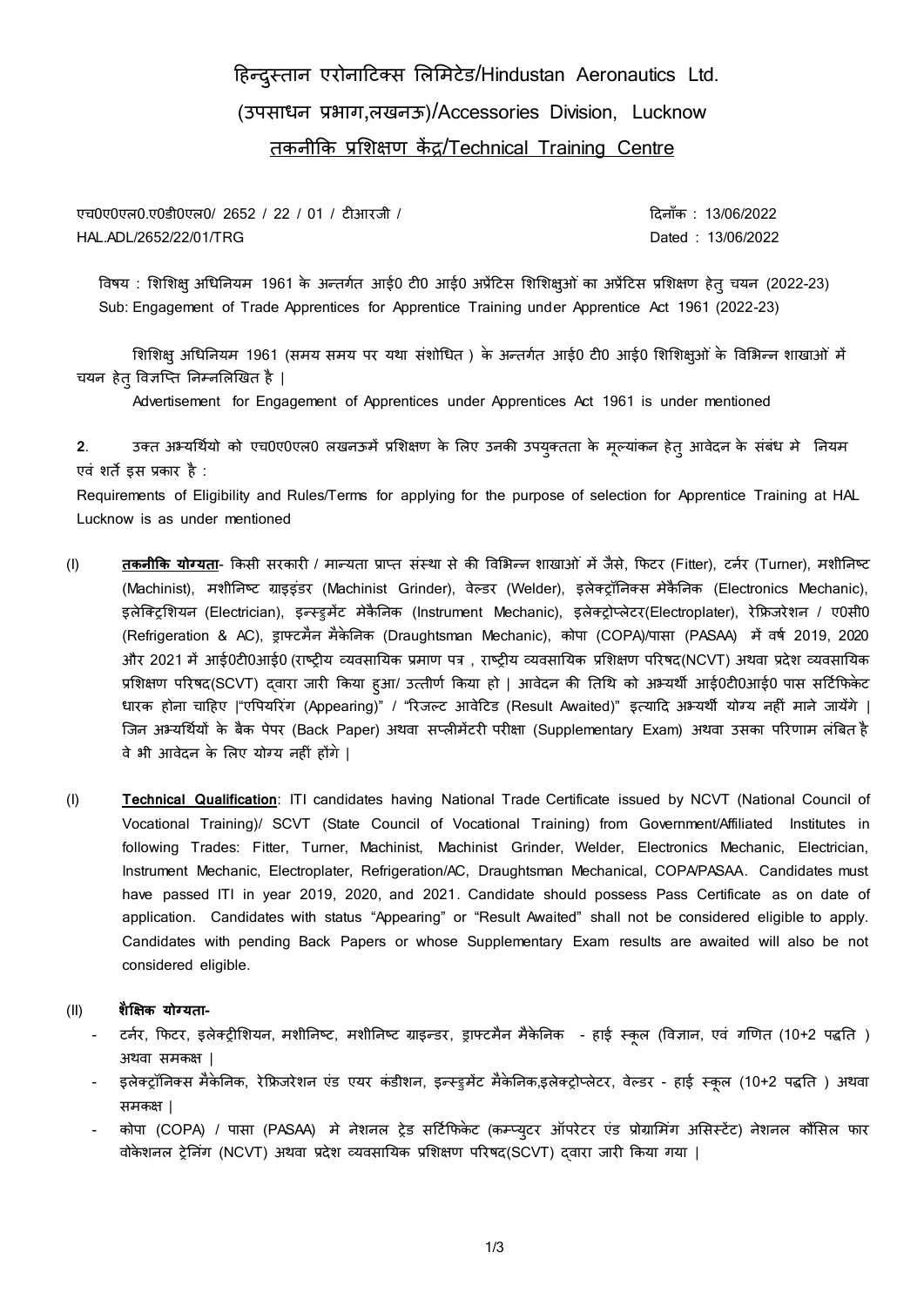# हिन्दुस्तान एरोनाटिक्स लिमिटेड/Hindustan Aeronautics Ltd.

## (उपसाधन प्रभाग,लखनऊ)/Accessories Division, Lucknow

## <u>तकनीकि प्रशिक्षण केंद्र/Technical Training Centre</u>

एच0ए0एल0.ए0डी0एल0/ 2652 / 22 / 01 / टीआरजी / 
HAL.ADL/2652/22/01/TRG

दिनाँक : 13/06/2022
Dated : 13/06/2022

विषय : शिशिक्षु अधिनियम 1961 के अन्तर्गत आई0 टी0 आई0 अप्रेंटिस शिशिक्षुओं का अप्रेंटिस प्रशिक्षण हेतु चयन (2022-23)
Sub: Engagement of Trade Apprentices for Apprentice Training under Apprentice Act 1961 (2022-23)

शिशिक्षु अधिनियम 1961 (समय समय पर यथा संशोधित ) के अन्तर्गत आई0 टी0 आई0 शिशिक्षुओं के विभिन्न शाखाओं में चयन हेतु विज्ञप्ति निम्नलिखित है |

Advertisement for Engagement of Apprentices under Apprentices Act 1961 is under mentioned

**2**. उक्त अभ्यर्थियो को एच0ए0एल0 लखनऊमें प्रशिक्षण के लिए उनकी उपयुक्तता के मूल्यांकन हेतु आवेदन के संबंध मे नियम एवं शर्ते इस प्रकार है :

Requirements of Eligibility and Rules/Terms for applying for the purpose of selection for Apprentice Training at HAL Lucknow is as under mentioned

(I) **<u>तकनीकि योग्यता</u>**- किसी सरकारी / मान्यता प्राप्त संस्था से की विभिन्न शाखाओं में जैसे, फिटर (Fitter), टर्नर (Turner), मशीनिष्ट (Machinist), मशीनिष्ट ग्राइइंडर (Machinist Grinder), वेल्डर (Welder), इलेक्ट्रॉनिक्स मेकैनिक (Electronics Mechanic), इलेक्ट्रिशियन (Electrician), इन्स्ट्रुमेंट मेकैनिक (Instrument Mechanic), इलेक्ट्रोप्लेटर(Electroplater), रेफ्रिजरेशन / ए0सी0 (Refrigeration & AC), ड्राफ्टमैन मैकेनिक (Draughtsman Mechanic), कोपा (COPA)/पासा (PASAA) में वर्ष 2019, 2020 और 2021 में आई0टी0आई0 (राष्ट्रीय व्यवसायिक प्रमाण पत्र , राष्ट्रीय व्यवसायिक प्रशिक्षण परिषद(NCVT) अथवा प्रदेश व्यवसायिक प्रशिक्षण परिषद(SCVT) द्वारा जारी किया हुआ/ उत्तीर्ण किया हो | आवेदन की तिथि को अभ्यर्थी आई0टी0आई0 पास सर्टिफिकेट धारक होना चाहिए |"एपियरिंग (Appearing)" / "रिजल्ट आवेटिड (Result Awaited)" इत्यादि अभ्यर्थी योग्य नहीं माने जायेंगे | जिन अभ्यर्थियों के बैक पेपर (Back Paper) अथवा सप्लीमेंटरी परीक्षा (Supplementary Exam) अथवा उसका परिणाम लंबित है वे भी आवेदन के लिए योग्य नहीं होंगे |

(I) **<u>Technical Qualification</u>**: ITI candidates having National Trade Certificate issued by NCVT (National Council of Vocational Training)/ SCVT (State Council of Vocational Training) from Government/Affiliated Institutes in following Trades: Fitter, Turner, Machinist, Machinist Grinder, Welder, Electronics Mechanic, Electrician, Instrument Mechanic, Electroplater, Refrigeration/AC, Draughtsman Mechanical, COPA/PASAA. Candidates must have passed ITI in year 2019, 2020, and 2021. Candidate should possess Pass Certificate as on date of application. Candidates with status "Appearing" or "Result Awaited" shall not be considered eligible to apply. Candidates with pending Back Papers or whose Supplementary Exam results are awaited will also be not considered eligible.

(II) **शैक्षिक योग्यता-**

- टर्नर, फिटर, इलेक्ट्रीशियन, मशीनिष्ट, मशीनिष्ट ग्राइन्डर, ड्राफ्टमैन मैकेनिक - हाई स्कूल (विज्ञान, एवं गणित (10+2 पद्धति ) अथवा समकक्ष |
- इलेक्ट्रॉनिक्स मैकेनिक, रेफ्रिजरेशन एंड एयर कंडीशन, इन्स्ट्रुमेंट मैकेनिक,इलेक्ट्रोप्लेटर, वेल्डर - हाई स्कूल (10+2 पद्धति ) अथवा समकक्ष |
- कोपा (COPA) / पासा (PASAA) मे नेशनल ट्रेड सर्टिफिकेट (कम्प्युटर ऑपरेटर एंड प्रोग्रामिंग असिस्टेंट) नेशनल कौंसिल फार वोकेशनल ट्रेनिंग (NCVT) अथवा प्रदेश व्यवसायिक प्रशिक्षण परिषद(SCVT) द्वारा जारी किया गया |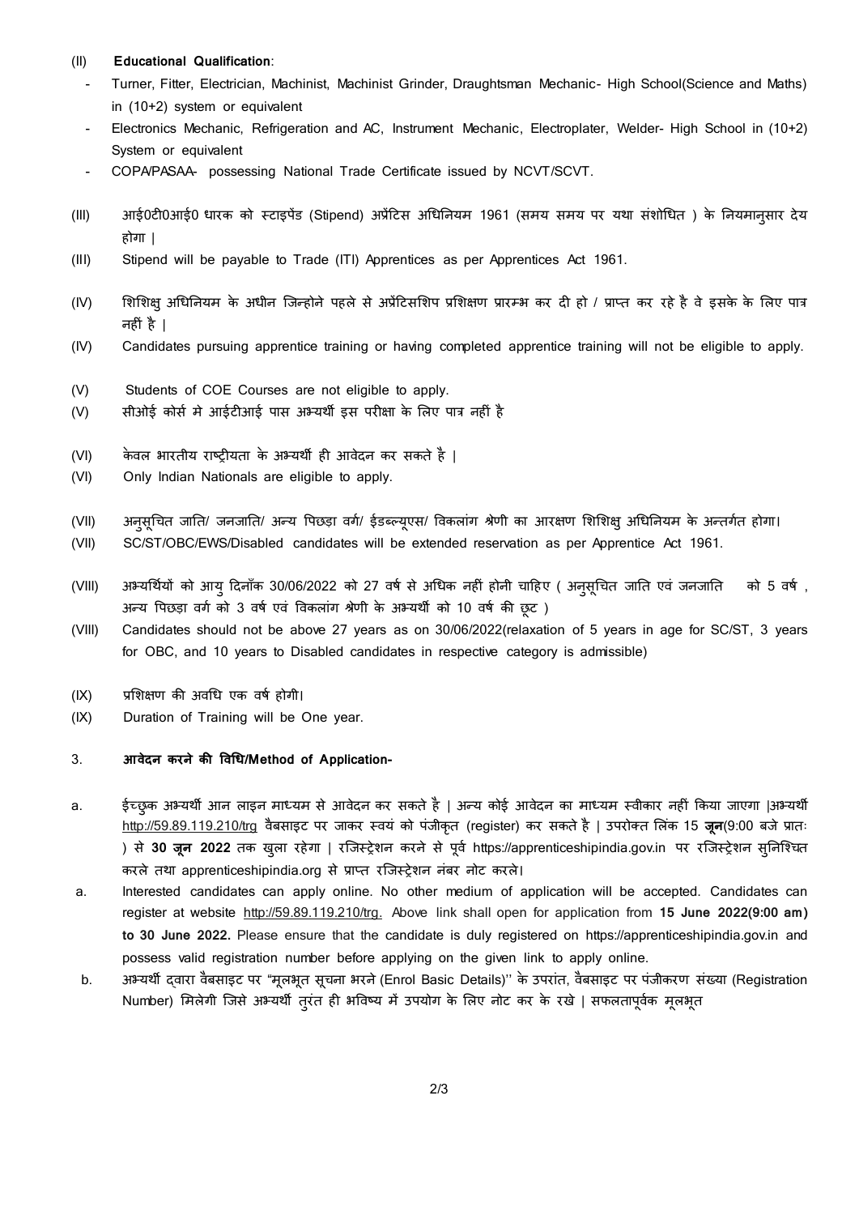(II) **Educational Qualification**:

- Turner, Fitter, Electrician, Machinist, Machinist Grinder, Draughtsman Mechanic- High School(Science and Maths) in (10+2) system or equivalent
- Electronics Mechanic, Refrigeration and AC, Instrument Mechanic, Electroplater, Welder- High School in (10+2) System or equivalent
- COPA/PASAA- possessing National Trade Certificate issued by NCVT/SCVT.

(III) आई0टी0आई0 धारक को स्टाइपेंड (Stipend) अप्रेंटिस अधिनियम 1961 (समय समय पर यथा संशोधित ) के नियमानुसार देय होगा |

(III) Stipend will be payable to Trade (ITI) Apprentices as per Apprentices Act 1961.

(IV) शिशिक्षु अधिनियम के अधीन जिन्होने पहले से अप्रेंटिसशिप प्रशिक्षण प्रारम्भ कर दी हो / प्राप्त कर रहे है वे इसके के लिए पात्र नहीं है |

(IV) Candidates pursuing apprentice training or having completed apprentice training will not be eligible to apply.

(V) Students of COE Courses are not eligible to apply.

(V) सीओई कोर्स मे आईटीआई पास अभ्यर्थी इस परीक्षा के लिए पात्र नहीं है

(VI) केवल भारतीय राष्ट्रीयता के अभ्यर्थी ही आवेदन कर सकते है |

(VI) Only Indian Nationals are eligible to apply.

(VII) अनुसूचित जाति/ जनजाति/ अन्य पिछड़ा वर्ग/ ईडब्ल्यूएस/ विकलांग श्रेणी का आरक्षण शिशिक्षु अधिनियम के अन्तर्गत होगा।

(VII) SC/ST/OBC/EWS/Disabled candidates will be extended reservation as per Apprentice Act 1961.

(VIII) अभ्यर्थियों को आयु दिनाँक 30/06/2022 को 27 वर्ष से अधिक नहीं होनी चाहिए ( अनुसूचित जाति एवं जनजाति को 5 वर्ष , अन्य पिछड़ा वर्ग को 3 वर्ष एवं विकलांग श्रेणी के अभ्यर्थी को 10 वर्ष की छूट )

(VIII) Candidates should not be above 27 years as on 30/06/2022(relaxation of 5 years in age for SC/ST, 3 years for OBC, and 10 years to Disabled candidates in respective category is admissible)

(IX) प्रशिक्षण की अवधि एक वर्ष होगी।

(IX) Duration of Training will be One year.

### 3. आवेदन करने की विधि/Method of Application-

a. ईच्छुक अभ्यर्थी आन लाइन माध्यम से आवेदन कर सकते है | अन्य कोई आवेदन का माध्यम स्वीकार नहीं किया जाएगा |अभ्यर्थी http://59.89.119.210/trg वैबसाइट पर जाकर स्वयं को पंजीकृत (register) कर सकते है | उपरोक्त लिंक 15 **जून**(9:00 बजे प्रातः ) से **30 जून 2022** तक खुला रहेगा | रजिस्ट्रेशन करने से पूर्व https://apprenticeshipindia.gov.in पर रजिस्ट्रेशन सुनिश्चित करले तथा apprenticeshipindia.org से प्राप्त रजिस्ट्रेशन नंबर नोट करले।

a. Interested candidates can apply online. No other medium of application will be accepted. Candidates can register at website http://59.89.119.210/trg. Above link shall open for application from **15 June 2022(9:00 am) to 30 June 2022.** Please ensure that the candidate is duly registered on https://apprenticeshipindia.gov.in and possess valid registration number before applying on the given link to apply online.

b. अभ्यर्थी द्वारा वैबसाइट पर "मूलभूत सूचना भरने (Enrol Basic Details)'' के उपरांत, वैबसाइट पर पंजीकरण संख्या (Registration Number) मिलेगी जिसे अभ्यर्थी तुरंत ही भविष्य में उपयोग के लिए नोट कर के रखे | सफलतापूर्वक मूलभूत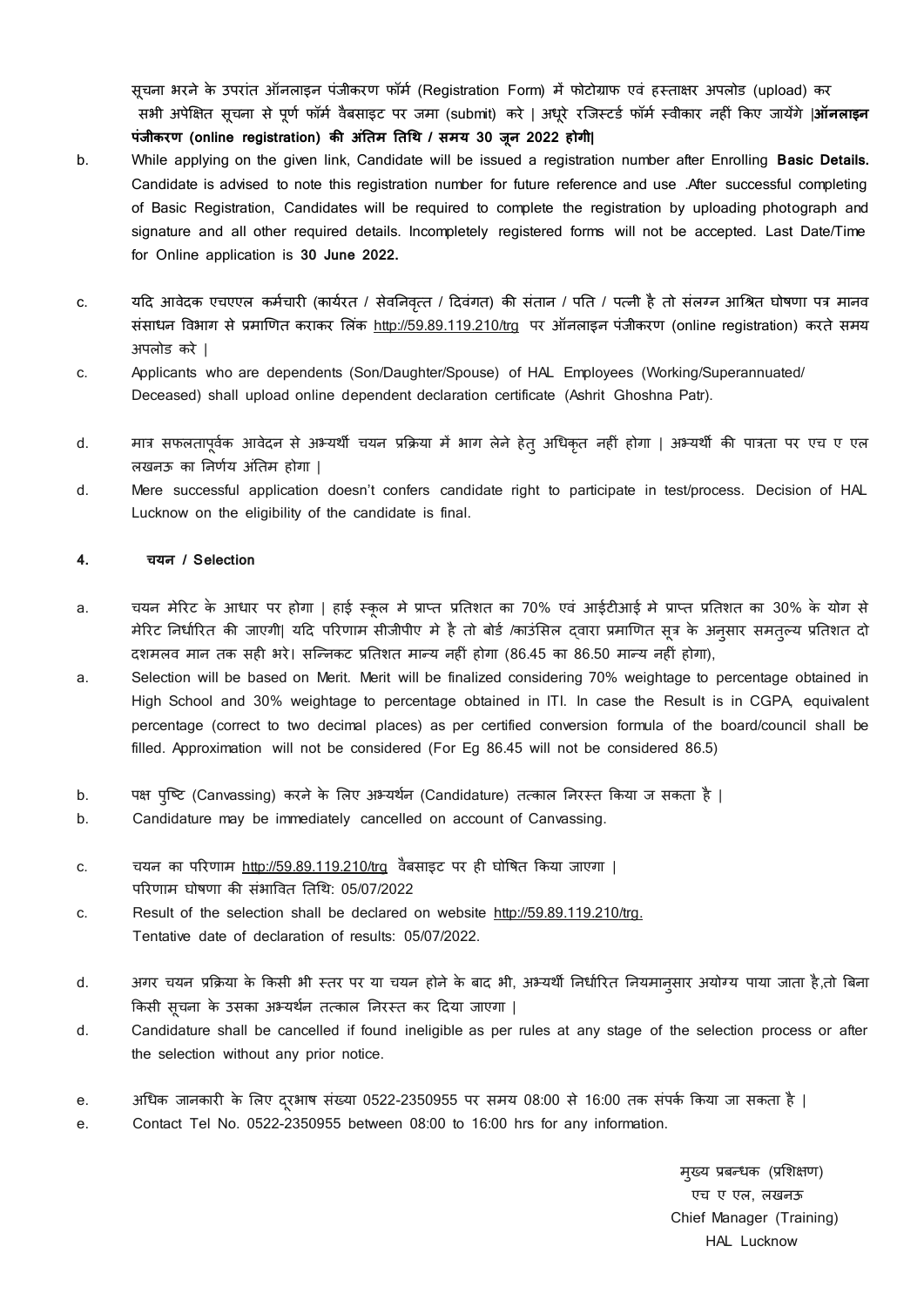सूचना भरने के उपरांत ऑनलाइन पंजीकरण फॉर्म (Registration Form) में फोटोग्राफ एवं हस्ताक्षर अपलोड (upload) कर सभी अपेक्षित सूचना से पूर्ण फॉर्म वैबसाइट पर जमा (submit) करे | अधूरे रजिस्टर्ड फॉर्म स्वीकार नहीं किए जायेंगे |**ऑनलाइन पंजीकरण (online registration) की अंतिम तिथि / समय 30 जून 2022 होगी|**

b. While applying on the given link, Candidate will be issued a registration number after Enrolling **Basic Details.** Candidate is advised to note this registration number for future reference and use .After successful completing of Basic Registration, Candidates will be required to complete the registration by uploading photograph and signature and all other required details. Incompletely registered forms will not be accepted. Last Date/Time for Online application is **30 June 2022.**

c. यदि आवेदक एचएएल कर्मचारी (कार्यरत / सेवनिवृत्त / दिवंगत) की संतान / पति / पत्नी है तो संलग्न आश्रित घोषणा पत्र मानव संसाधन विभाग से प्रमाणित कराकर लिंक http://59.89.119.210/trg पर ऑनलाइन पंजीकरण (online registration) करते समय अपलोड करे |

c. Applicants who are dependents (Son/Daughter/Spouse) of HAL Employees (Working/Superannuated/ Deceased) shall upload online dependent declaration certificate (Ashrit Ghoshna Patr).

d. मात्र सफलतापूर्वक आवेदन से अभ्यर्थी चयन प्रक्रिया में भाग लेने हेतु अधिकृत नहीं होगा | अभ्यर्थी की पात्रता पर एच ए एल लखनऊ का निर्णय अंतिम होगा |

d. Mere successful application doesn't confers candidate right to participate in test/process. Decision of HAL Lucknow on the eligibility of the candidate is final.

**4. चयन / Selection**

a. चयन मेरिट के आधार पर होगा | हाई स्कूल मे प्राप्त प्रतिशत का 70% एवं आईटीआई मे प्राप्त प्रतिशत का 30% के योग से मेरिट निर्धारित की जाएगी| यदि परिणाम सीजीपीए मे है तो बोर्ड /काउंसिल द्वारा प्रमाणित सूत्र के अनुसार समतुल्य प्रतिशत दो दशमलव मान तक सही भरे। सन्निकट प्रतिशत मान्य नहीं होगा (86.45 का 86.50 मान्य नहीं होगा),

a. Selection will be based on Merit. Merit will be finalized considering 70% weightage to percentage obtained in High School and 30% weightage to percentage obtained in ITI. In case the Result is in CGPA, equivalent percentage (correct to two decimal places) as per certified conversion formula of the board/council shall be filled. Approximation will not be considered (For Eg 86.45 will not be considered 86.5)

b. पक्ष पुष्टि (Canvassing) करने के लिए अभ्यर्थन (Candidature) तत्काल निरस्त किया ज सकता है |

b. Candidature may be immediately cancelled on account of Canvassing.

c. चयन का परिणाम http://59.89.119.210/trg वैबसाइट पर ही घोषित किया जाएगा |
परिणाम घोषणा की संभावित तिथि: 05/07/2022

c. Result of the selection shall be declared on website http://59.89.119.210/trg.
Tentative date of declaration of results: 05/07/2022.

d. अगर चयन प्रक्रिया के किसी भी स्तर पर या चयन होने के बाद भी, अभ्यर्थी निर्धारित नियमानुसार अयोग्य पाया जाता है,तो बिना किसी सूचना के उसका अभ्यर्थन तत्काल निरस्त कर दिया जाएगा |

d. Candidature shall be cancelled if found ineligible as per rules at any stage of the selection process or after the selection without any prior notice.

e. अधिक जानकारी के लिए दूरभाष संख्या 0522-2350955 पर समय 08:00 से 16:00 तक संपर्क किया जा सकता है |

e. Contact Tel No. 0522-2350955 between 08:00 to 16:00 hrs for any information.

मुख्य प्रबन्धक (प्रशिक्षण)
एच ए एल, लखनऊ
Chief Manager (Training)
HAL Lucknow